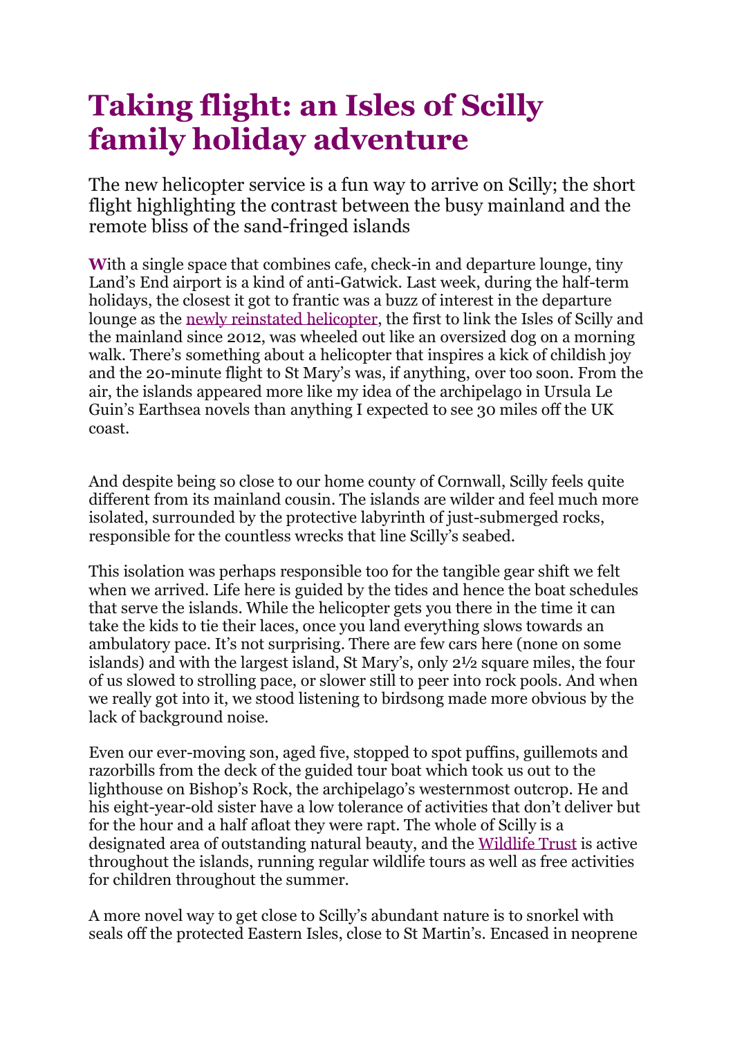# Taking flight: an Isles of Scilly family holiday adventure

The new helicopter service is a fun way to arrive on Scilly; the short flight highlighting the contrast between the busy mainland and the remote bliss of the sand-fringed islands

**W**ith a single space that combines cafe, check-in and departure lounge, tiny Land's End airport is a kind of anti-Gatwick. Last week, during the half-term holidays, the closest it got to frantic was a buzz of interest in the departure lounge as the newly reinstated helicopter, the first to link the Isles of Scilly and the mainland since 2012, was wheeled out like an oversized dog on a morning walk. There's something about a helicopter that inspires a kick of childish joy and the 20-minute flight to St Mary's was, if anything, over too soon. From the air, the islands appeared more like my idea of the archipelago in Ursula Le Guin's Earthsea novels than anything I expected to see 30 miles off the UK coast.

And despite being so close to our home county of Cornwall, Scilly feels quite different from its mainland cousin. The islands are wilder and feel much more isolated, surrounded by the protective labyrinth of just-submerged rocks, responsible for the countless wrecks that line Scilly's seabed.

This isolation was perhaps responsible too for the tangible gear shift we felt when we arrived. Life here is guided by the tides and hence the boat schedules that serve the islands. While the helicopter gets you there in the time it can take the kids to tie their laces, once you land everything slows towards an ambulatory pace. It's not surprising. There are few cars here (none on some islands) and with the largest island, St Mary's, only 2½ square miles, the four of us slowed to strolling pace, or slower still to peer into rock pools. And when we really got into it, we stood listening to birdsong made more obvious by the lack of background noise.

Even our ever-moving son, aged five, stopped to spot puffins, guillemots and razorbills from the deck of the guided tour boat which took us out to the lighthouse on Bishop's Rock, the archipelago's westernmost outcrop. He and his eight-year-old sister have a low tolerance of activities that don't deliver but for the hour and a half afloat they were rapt. The whole of Scilly is a designated area of outstanding natural beauty, and the Wildlife Trust is active throughout the islands, running regular wildlife tours as well as free activities for children throughout the summer.

A more novel way to get close to Scilly's abundant nature is to snorkel with seals off the protected Eastern Isles, close to St Martin's. Encased in neoprene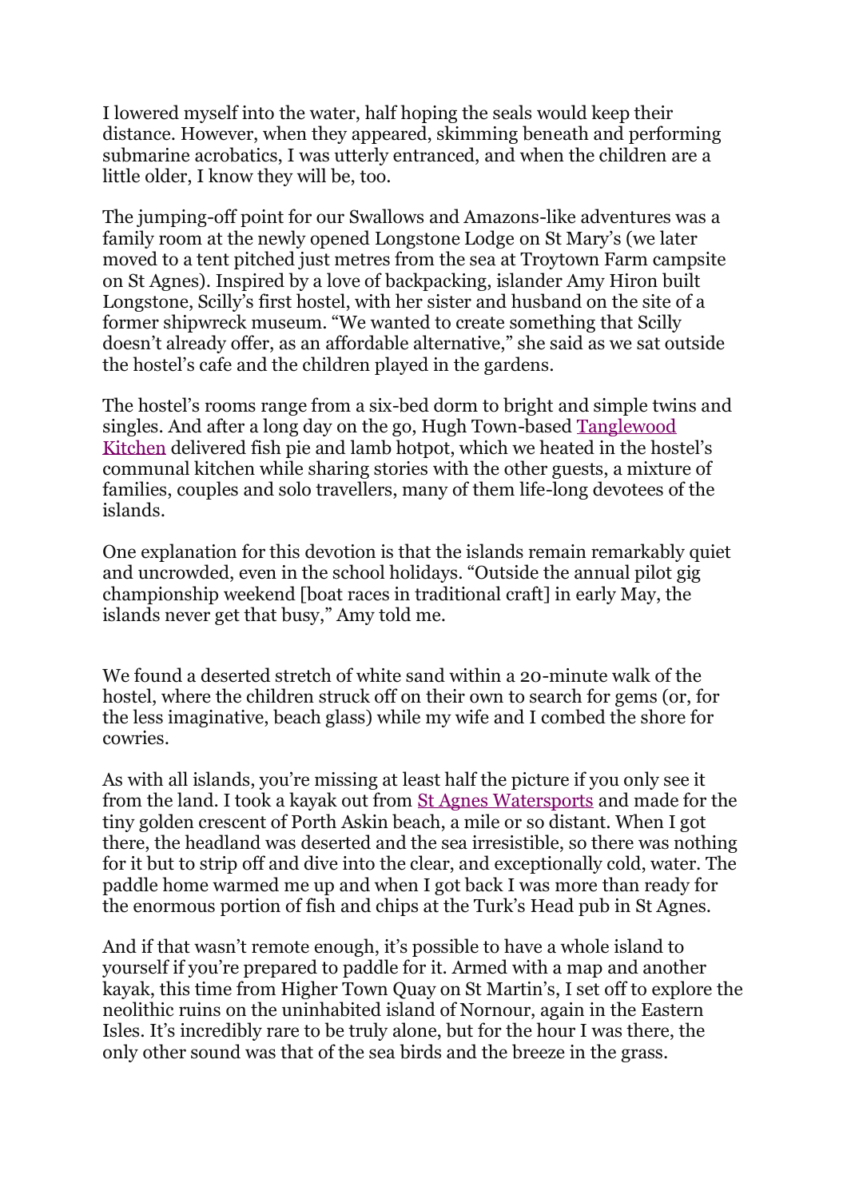I lowered myself into the water, half hoping the seals would keep their distance. However, when they appeared, skimming beneath and performing submarine acrobatics, I was utterly entranced, and when the children are a little older, I know they will be, too.

The jumping-off point for our Swallows and Amazons-like adventures was a family room at the newly opened Longstone Lodge on St Mary's (we later moved to a tent pitched just metres from the sea at Troytown Farm campsite on St Agnes). Inspired by a love of backpacking, islander Amy Hiron built Longstone, Scilly's first hostel, with her sister and husband on the site of a former shipwreck museum. "We wanted to create something that Scilly doesn't already offer, as an affordable alternative," she said as we sat outside the hostel's cafe and the children played in the gardens.

The hostel's rooms range from a six-bed dorm to bright and simple twins and singles. And after a long day on the go, Hugh Town-based [Tanglewood Kitchen](#) delivered fish pie and lamb hotpot, which we heated in the hostel's communal kitchen while sharing stories with the other guests, a mixture of families, couples and solo travellers, many of them life-long devotees of the islands.

One explanation for this devotion is that the islands remain remarkably quiet and uncrowded, even in the school holidays. "Outside the annual pilot gig championship weekend [boat races in traditional craft] in early May, the islands never get that busy," Amy told me.

We found a deserted stretch of white sand within a 20-minute walk of the hostel, where the children struck off on their own to search for gems (or, for the less imaginative, beach glass) while my wife and I combed the shore for cowries.

As with all islands, you're missing at least half the picture if you only see it from the land. I took a kayak out from [St Agnes Watersports](#) and made for the tiny golden crescent of Porth Askin beach, a mile or so distant. When I got there, the headland was deserted and the sea irresistible, so there was nothing for it but to strip off and dive into the clear, and exceptionally cold, water. The paddle home warmed me up and when I got back I was more than ready for the enormous portion of fish and chips at the Turk's Head pub in St Agnes.

And if that wasn't remote enough, it's possible to have a whole island to yourself if you're prepared to paddle for it. Armed with a map and another kayak, this time from Higher Town Quay on St Martin's, I set off to explore the neolithic ruins on the uninhabited island of Nornour, again in the Eastern Isles. It's incredibly rare to be truly alone, but for the hour I was there, the only other sound was that of the sea birds and the breeze in the grass.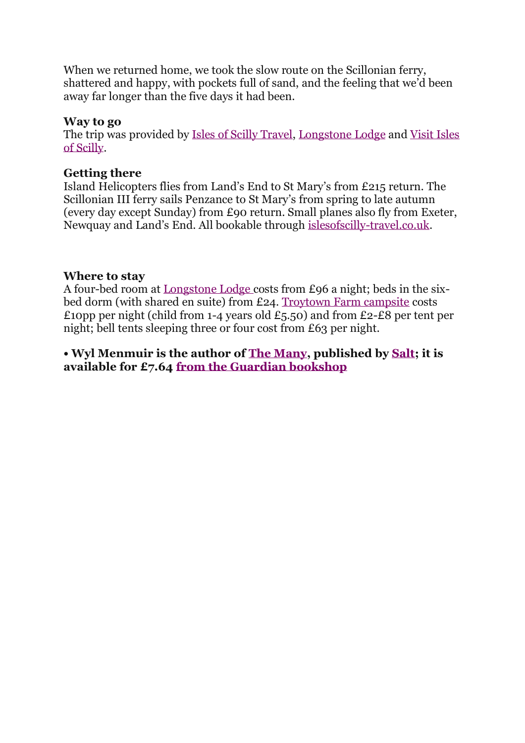When we returned home, we took the slow route on the Scillonian ferry, shattered and happy, with pockets full of sand, and the feeling that we'd been away far longer than the five days it had been.

**Way to go**
The trip was provided by Isles of Scilly Travel, Longstone Lodge and Visit Isles of Scilly.

**Getting there**
Island Helicopters flies from Land's End to St Mary's from £215 return. The Scillonian III ferry sails Penzance to St Mary's from spring to late autumn (every day except Sunday) from £90 return. Small planes also fly from Exeter, Newquay and Land's End. All bookable through islesofscilly-travel.co.uk.

**Where to stay**
A four-bed room at Longstone Lodge costs from £96 a night; beds in the six-bed dorm (with shared en suite) from £24. Troytown Farm campsite costs £10pp per night (child from 1-4 years old £5.50) and from £2-£8 per tent per night; bell tents sleeping three or four cost from £63 per night.

**• Wyl Menmuir is the author of The Many, published by Salt; it is available for £7.64 from the Guardian bookshop**